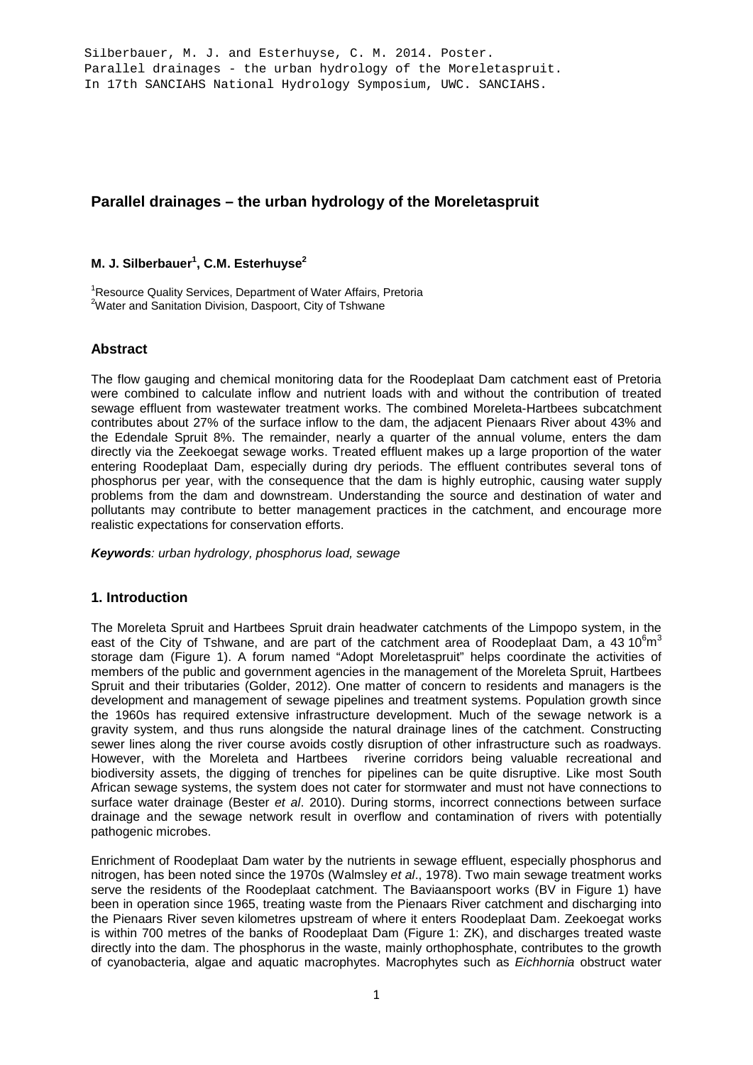Silberbauer, M. J. and Esterhuyse, C. M. 2014. Poster. Parallel drainages - the urban hydrology of the Moreletaspruit. In 17th SANCIAHS National Hydrology Symposium, UWC. SANCIAHS.

# Parallel drainages – the urban hydrology of the Moreletaspruit

**M. J. Silberbauer[1], C.M. Esterhuyse[2]**

[1]Resource Quality Services, Department of Water Affairs, Pretoria
[2]Water and Sanitation Division, Daspoort, City of Tshwane

## Abstract

The flow gauging and chemical monitoring data for the Roodeplaat Dam catchment east of Pretoria were combined to calculate inflow and nutrient loads with and without the contribution of treated sewage effluent from wastewater treatment works. The combined Moreleta-Hartbees subcatchment contributes about 27% of the surface inflow to the dam, the adjacent Pienaars River about 43% and the Edendale Spruit 8%. The remainder, nearly a quarter of the annual volume, enters the dam directly via the Zeekoegat sewage works. Treated effluent makes up a large proportion of the water entering Roodeplaat Dam, especially during dry periods. The effluent contributes several tons of phosphorus per year, with the consequence that the dam is highly eutrophic, causing water supply problems from the dam and downstream. Understanding the source and destination of water and pollutants may contribute to better management practices in the catchment, and encourage more realistic expectations for conservation efforts.

***Keywords****: urban hydrology, phosphorus load, sewage*

## 1. Introduction

The Moreleta Spruit and Hartbees Spruit drain headwater catchments of the Limpopo system, in the east of the City of Tshwane, and are part of the catchment area of Roodeplaat Dam, a 43 $10^6 m^3$ storage dam (Figure 1). A forum named "Adopt Moreletaspruit" helps coordinate the activities of members of the public and government agencies in the management of the Moreleta Spruit, Hartbees Spruit and their tributaries (Golder, 2012). One matter of concern to residents and managers is the development and management of sewage pipelines and treatment systems. Population growth since the 1960s has required extensive infrastructure development. Much of the sewage network is a gravity system, and thus runs alongside the natural drainage lines of the catchment. Constructing sewer lines along the river course avoids costly disruption of other infrastructure such as roadways. However, with the Moreleta and Hartbees riverine corridors being valuable recreational and biodiversity assets, the digging of trenches for pipelines can be quite disruptive. Like most South African sewage systems, the system does not cater for stormwater and must not have connections to surface water drainage (Bester *et al*. 2010). During storms, incorrect connections between surface drainage and the sewage network result in overflow and contamination of rivers with potentially pathogenic microbes.

Enrichment of Roodeplaat Dam water by the nutrients in sewage effluent, especially phosphorus and nitrogen, has been noted since the 1970s (Walmsley *et al*., 1978). Two main sewage treatment works serve the residents of the Roodeplaat catchment. The Baviaanspoort works (BV in Figure 1) have been in operation since 1965, treating waste from the Pienaars River catchment and discharging into the Pienaars River seven kilometres upstream of where it enters Roodeplaat Dam. Zeekoegat works is within 700 metres of the banks of Roodeplaat Dam (Figure 1: ZK), and discharges treated waste directly into the dam. The phosphorus in the waste, mainly orthophosphate, contributes to the growth of cyanobacteria, algae and aquatic macrophytes. Macrophytes such as *Eichhornia* obstruct water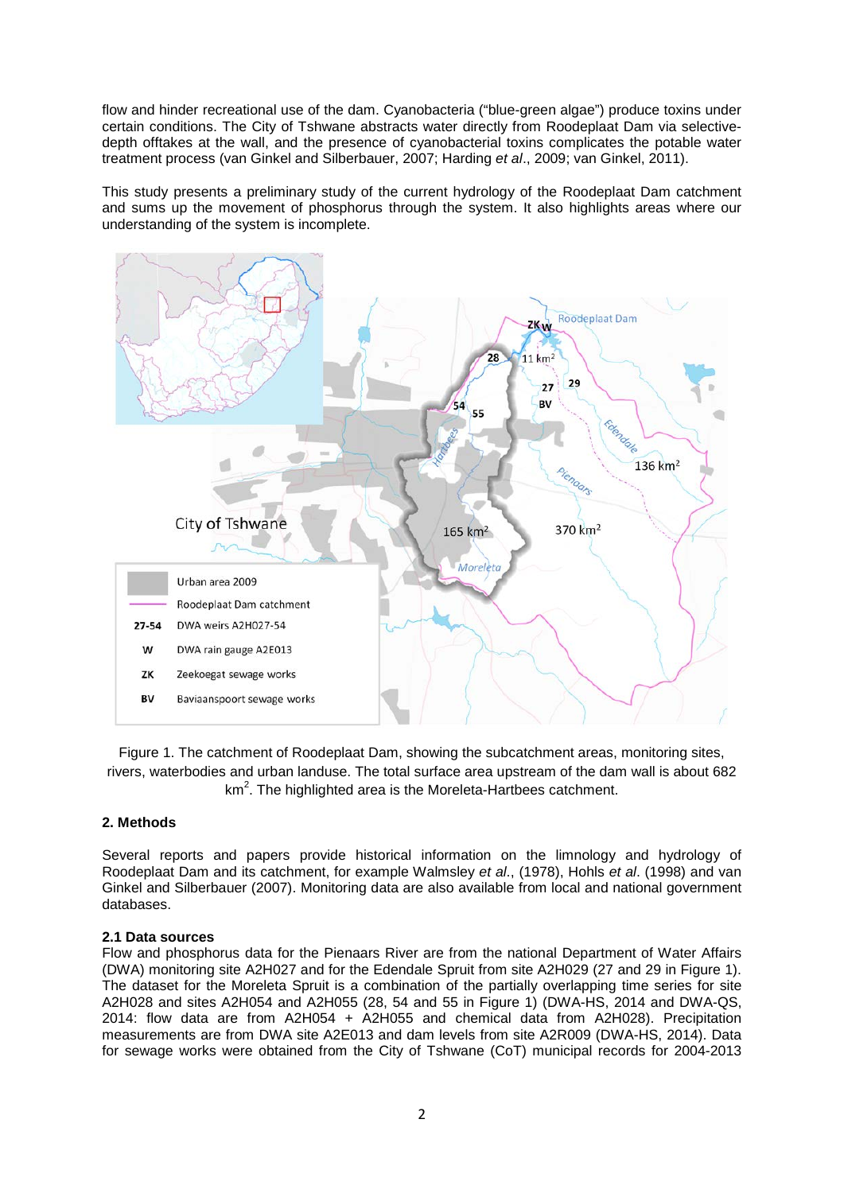flow and hinder recreational use of the dam. Cyanobacteria ("blue-green algae") produce toxins under certain conditions. The City of Tshwane abstracts water directly from Roodeplaat Dam via selective-depth offtakes at the wall, and the presence of cyanobacterial toxins complicates the potable water treatment process (van Ginkel and Silberbauer, 2007; Harding *et al*., 2009; van Ginkel, 2011).

This study presents a preliminary study of the current hydrology of the Roodeplaat Dam catchment and sums up the movement of phosphorus through the system. It also highlights areas where our understanding of the system is incomplete.

Figure 1. The catchment of Roodeplaat Dam, showing the subcatchment areas, monitoring sites, rivers, waterbodies and urban landuse. The total surface area upstream of the dam wall is about 682 $km^2$. The highlighted area is the Moreleta-Hartbees catchment.

## 2. Methods

Several reports and papers provide historical information on the limnology and hydrology of Roodeplaat Dam and its catchment, for example Walmsley *et al*., (1978), Hohls *et al*. (1998) and van Ginkel and Silberbauer (2007). Monitoring data are also available from local and national government databases.

### 2.1 Data sources

Flow and phosphorus data for the Pienaars River are from the national Department of Water Affairs (DWA) monitoring site A2H027 and for the Edendale Spruit from site A2H029 (27 and 29 in Figure 1). The dataset for the Moreleta Spruit is a combination of the partially overlapping time series for site A2H028 and sites A2H054 and A2H055 (28, 54 and 55 in Figure 1) (DWA-HS, 2014 and DWA-QS, 2014: flow data are from A2H054 + A2H055 and chemical data from A2H028). Precipitation measurements are from DWA site A2E013 and dam levels from site A2R009 (DWA-HS, 2014). Data for sewage works were obtained from the City of Tshwane (CoT) municipal records for 2004-2013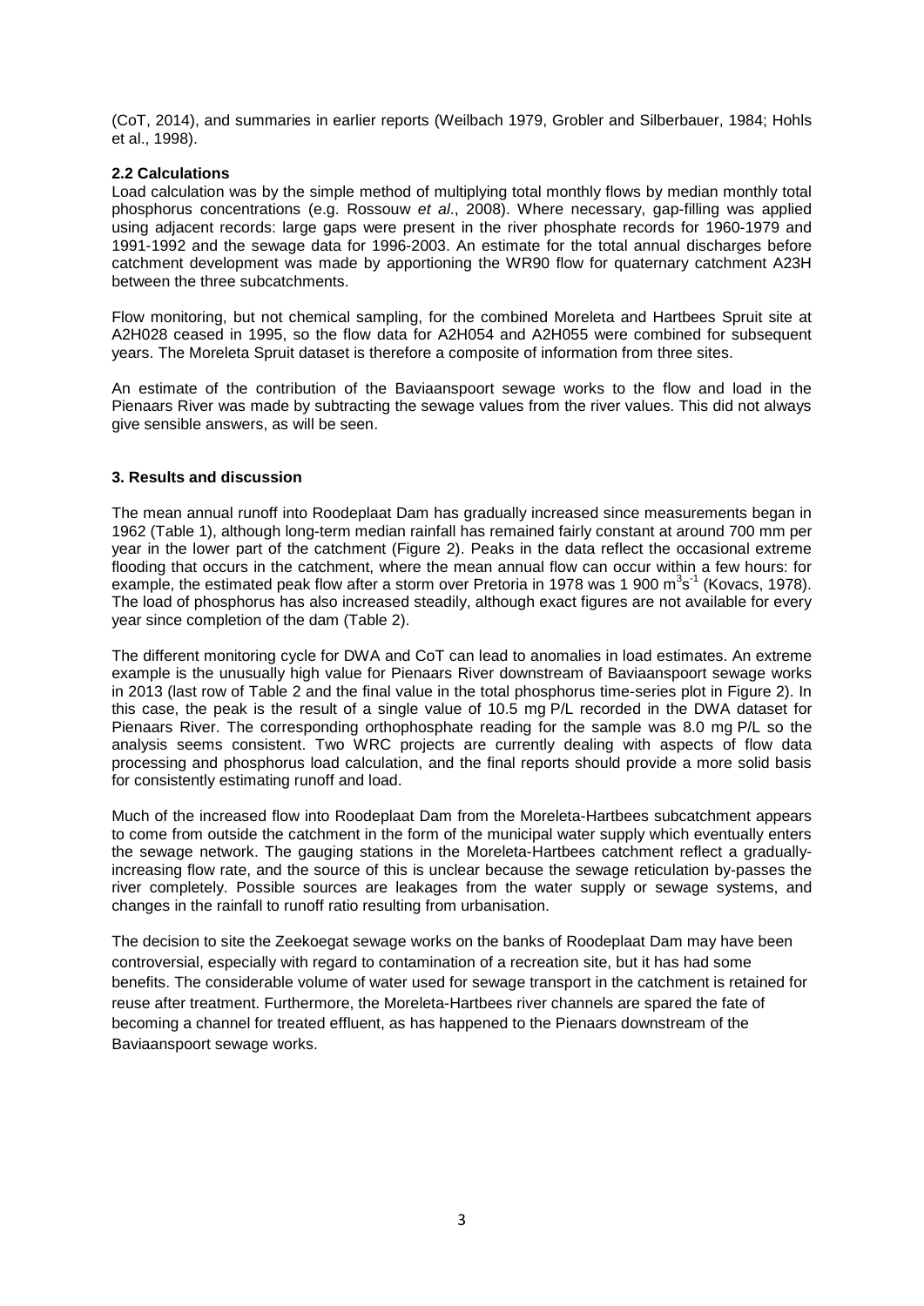(CoT, 2014), and summaries in earlier reports (Weilbach 1979, Grobler and Silberbauer, 1984; Hohls et al., 1998).

### 2.2 Calculations

Load calculation was by the simple method of multiplying total monthly flows by median monthly total phosphorus concentrations (e.g. Rossouw *et al*., 2008). Where necessary, gap-filling was applied using adjacent records: large gaps were present in the river phosphate records for 1960-1979 and 1991-1992 and the sewage data for 1996-2003. An estimate for the total annual discharges before catchment development was made by apportioning the WR90 flow for quaternary catchment A23H between the three subcatchments.

Flow monitoring, but not chemical sampling, for the combined Moreleta and Hartbees Spruit site at A2H028 ceased in 1995, so the flow data for A2H054 and A2H055 were combined for subsequent years. The Moreleta Spruit dataset is therefore a composite of information from three sites.

An estimate of the contribution of the Baviaanspoort sewage works to the flow and load in the Pienaars River was made by subtracting the sewage values from the river values. This did not always give sensible answers, as will be seen.

## 3. Results and discussion

The mean annual runoff into Roodeplaat Dam has gradually increased since measurements began in 1962 (Table 1), although long-term median rainfall has remained fairly constant at around 700 mm per year in the lower part of the catchment (Figure 2). Peaks in the data reflect the occasional extreme flooding that occurs in the catchment, where the mean annual flow can occur within a few hours: for example, the estimated peak flow after a storm over Pretoria in 1978 was 1 900 $m^3s^{-1}$ (Kovacs, 1978). The load of phosphorus has also increased steadily, although exact figures are not available for every year since completion of the dam (Table 2).

The different monitoring cycle for DWA and CoT can lead to anomalies in load estimates. An extreme example is the unusually high value for Pienaars River downstream of Baviaanspoort sewage works in 2013 (last row of Table 2 and the final value in the total phosphorus time-series plot in Figure 2). In this case, the peak is the result of a single value of 10.5 mg P/L recorded in the DWA dataset for Pienaars River. The corresponding orthophosphate reading for the sample was 8.0 mg P/L so the analysis seems consistent. Two WRC projects are currently dealing with aspects of flow data processing and phosphorus load calculation, and the final reports should provide a more solid basis for consistently estimating runoff and load.

Much of the increased flow into Roodeplaat Dam from the Moreleta-Hartbees subcatchment appears to come from outside the catchment in the form of the municipal water supply which eventually enters the sewage network. The gauging stations in the Moreleta-Hartbees catchment reflect a gradually-increasing flow rate, and the source of this is unclear because the sewage reticulation by-passes the river completely. Possible sources are leakages from the water supply or sewage systems, and changes in the rainfall to runoff ratio resulting from urbanisation.

The decision to site the Zeekoegat sewage works on the banks of Roodeplaat Dam may have been controversial, especially with regard to contamination of a recreation site, but it has had some benefits. The considerable volume of water used for sewage transport in the catchment is retained for reuse after treatment. Furthermore, the Moreleta-Hartbees river channels are spared the fate of becoming a channel for treated effluent, as has happened to the Pienaars downstream of the Baviaanspoort sewage works.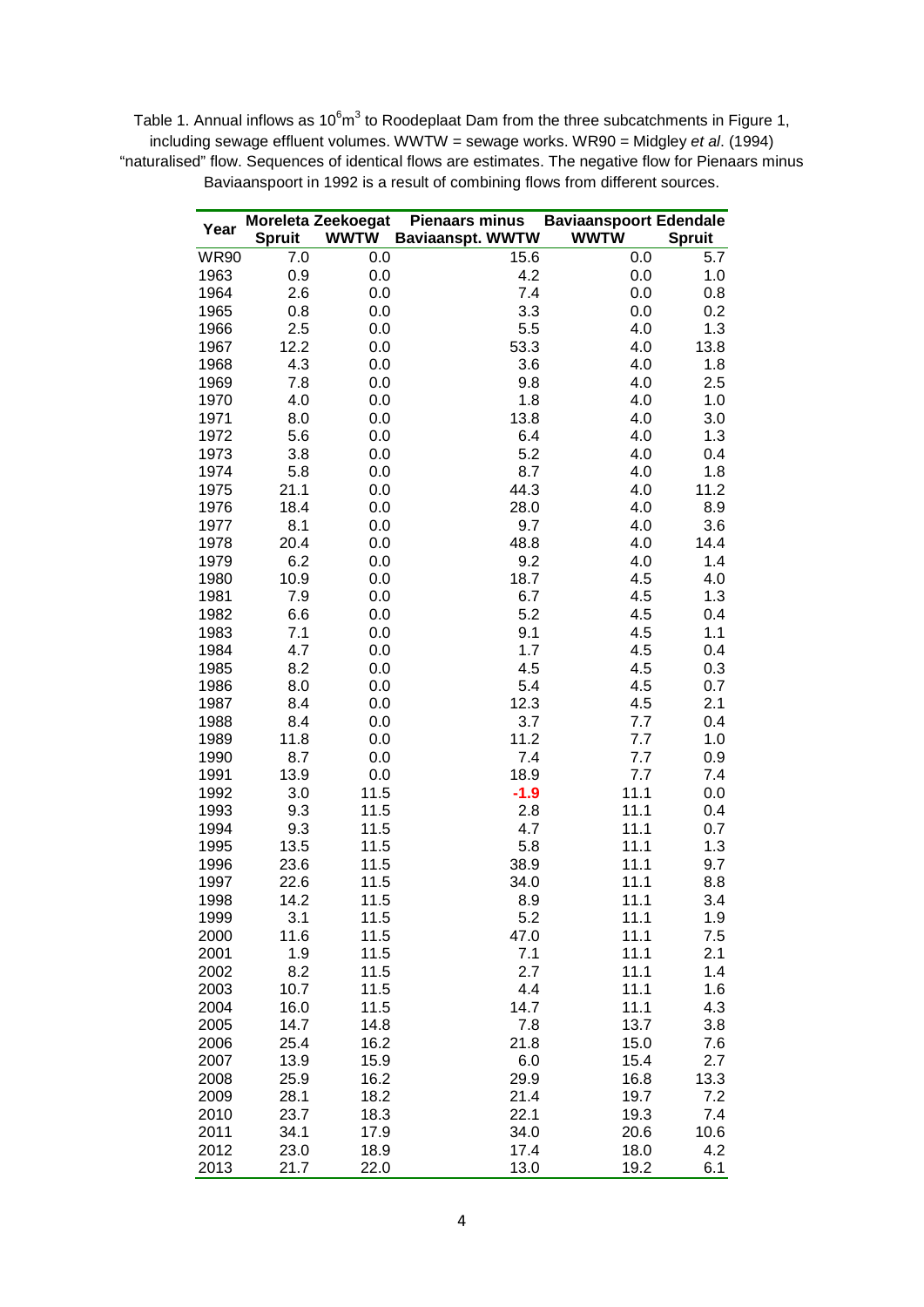Table 1. Annual inflows as $10^6 m^3$ to Roodeplaat Dam from the three subcatchments in Figure 1, including sewage effluent volumes. WWTW = sewage works. WR90 = Midgley *et al*. (1994) "naturalised" flow. Sequences of identical flows are estimates. The negative flow for Pienaars minus Baviaanspoort in 1992 is a result of combining flows from different sources.

| Year | Moreleta Spruit | Zeekoegat WWTW | Pienaars minus Baviaanspt. WWTW | Baviaanspoort WWTW | Edendale Spruit |
|---|---|---|---|---|---|
| WR90 | 7.0 | 0.0 | 15.6 | 0.0 | 5.7 |
| 1963 | 0.9 | 0.0 | 4.2 | 0.0 | 1.0 |
| 1964 | 2.6 | 0.0 | 7.4 | 0.0 | 0.8 |
| 1965 | 0.8 | 0.0 | 3.3 | 0.0 | 0.2 |
| 1966 | 2.5 | 0.0 | 5.5 | 4.0 | 1.3 |
| 1967 | 12.2 | 0.0 | 53.3 | 4.0 | 13.8 |
| 1968 | 4.3 | 0.0 | 3.6 | 4.0 | 1.8 |
| 1969 | 7.8 | 0.0 | 9.8 | 4.0 | 2.5 |
| 1970 | 4.0 | 0.0 | 1.8 | 4.0 | 1.0 |
| 1971 | 8.0 | 0.0 | 13.8 | 4.0 | 3.0 |
| 1972 | 5.6 | 0.0 | 6.4 | 4.0 | 1.3 |
| 1973 | 3.8 | 0.0 | 5.2 | 4.0 | 0.4 |
| 1974 | 5.8 | 0.0 | 8.7 | 4.0 | 1.8 |
| 1975 | 21.1 | 0.0 | 44.3 | 4.0 | 11.2 |
| 1976 | 18.4 | 0.0 | 28.0 | 4.0 | 8.9 |
| 1977 | 8.1 | 0.0 | 9.7 | 4.0 | 3.6 |
| 1978 | 20.4 | 0.0 | 48.8 | 4.0 | 14.4 |
| 1979 | 6.2 | 0.0 | 9.2 | 4.0 | 1.4 |
| 1980 | 10.9 | 0.0 | 18.7 | 4.5 | 4.0 |
| 1981 | 7.9 | 0.0 | 6.7 | 4.5 | 1.3 |
| 1982 | 6.6 | 0.0 | 5.2 | 4.5 | 0.4 |
| 1983 | 7.1 | 0.0 | 9.1 | 4.5 | 1.1 |
| 1984 | 4.7 | 0.0 | 1.7 | 4.5 | 0.4 |
| 1985 | 8.2 | 0.0 | 4.5 | 4.5 | 0.3 |
| 1986 | 8.0 | 0.0 | 5.4 | 4.5 | 0.7 |
| 1987 | 8.4 | 0.0 | 12.3 | 4.5 | 2.1 |
| 1988 | 8.4 | 0.0 | 3.7 | 7.7 | 0.4 |
| 1989 | 11.8 | 0.0 | 11.2 | 7.7 | 1.0 |
| 1990 | 8.7 | 0.0 | 7.4 | 7.7 | 0.9 |
| 1991 | 13.9 | 0.0 | 18.9 | 7.7 | 7.4 |
| 1992 | 3.0 | 11.5 | **-1.9** | 11.1 | 0.0 |
| 1993 | 9.3 | 11.5 | 2.8 | 11.1 | 0.4 |
| 1994 | 9.3 | 11.5 | 4.7 | 11.1 | 0.7 |
| 1995 | 13.5 | 11.5 | 5.8 | 11.1 | 1.3 |
| 1996 | 23.6 | 11.5 | 38.9 | 11.1 | 9.7 |
| 1997 | 22.6 | 11.5 | 34.0 | 11.1 | 8.8 |
| 1998 | 14.2 | 11.5 | 8.9 | 11.1 | 3.4 |
| 1999 | 3.1 | 11.5 | 5.2 | 11.1 | 1.9 |
| 2000 | 11.6 | 11.5 | 47.0 | 11.1 | 7.5 |
| 2001 | 1.9 | 11.5 | 7.1 | 11.1 | 2.1 |
| 2002 | 8.2 | 11.5 | 2.7 | 11.1 | 1.4 |
| 2003 | 10.7 | 11.5 | 4.4 | 11.1 | 1.6 |
| 2004 | 16.0 | 11.5 | 14.7 | 11.1 | 4.3 |
| 2005 | 14.7 | 14.8 | 7.8 | 13.7 | 3.8 |
| 2006 | 25.4 | 16.2 | 21.8 | 15.0 | 7.6 |
| 2007 | 13.9 | 15.9 | 6.0 | 15.4 | 2.7 |
| 2008 | 25.9 | 16.2 | 29.9 | 16.8 | 13.3 |
| 2009 | 28.1 | 18.2 | 21.4 | 19.7 | 7.2 |
| 2010 | 23.7 | 18.3 | 22.1 | 19.3 | 7.4 |
| 2011 | 34.1 | 17.9 | 34.0 | 20.6 | 10.6 |
| 2012 | 23.0 | 18.9 | 17.4 | 18.0 | 4.2 |
| 2013 | 21.7 | 22.0 | 13.0 | 19.2 | 6.1 |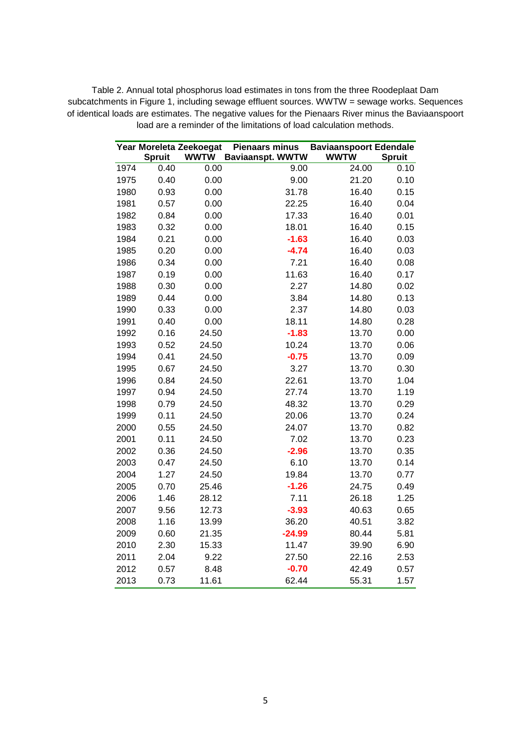Table 2. Annual total phosphorus load estimates in tons from the three Roodeplaat Dam subcatchments in Figure 1, including sewage effluent sources. WWTW = sewage works. Sequences of identical loads are estimates. The negative values for the Pienaars River minus the Baviaanspoort load are a reminder of the limitations of load calculation methods.

| Year | Moreleta Spruit | Zeekoegat WWTW | Pienaars minus Baviaanspt. WWTW | Baviaanspoort WWTW | Edendale Spruit |
|---|---|---|---|---|---|
| 1974 | 0.40 | 0.00 | 9.00 | 24.00 | 0.10 |
| 1975 | 0.40 | 0.00 | 9.00 | 21.20 | 0.10 |
| 1980 | 0.93 | 0.00 | 31.78 | 16.40 | 0.15 |
| 1981 | 0.57 | 0.00 | 22.25 | 16.40 | 0.04 |
| 1982 | 0.84 | 0.00 | 17.33 | 16.40 | 0.01 |
| 1983 | 0.32 | 0.00 | 18.01 | 16.40 | 0.15 |
| 1984 | 0.21 | 0.00 | **-1.63** | 16.40 | 0.03 |
| 1985 | 0.20 | 0.00 | **-4.74** | 16.40 | 0.03 |
| 1986 | 0.34 | 0.00 | 7.21 | 16.40 | 0.08 |
| 1987 | 0.19 | 0.00 | 11.63 | 16.40 | 0.17 |
| 1988 | 0.30 | 0.00 | 2.27 | 14.80 | 0.02 |
| 1989 | 0.44 | 0.00 | 3.84 | 14.80 | 0.13 |
| 1990 | 0.33 | 0.00 | 2.37 | 14.80 | 0.03 |
| 1991 | 0.40 | 0.00 | 18.11 | 14.80 | 0.28 |
| 1992 | 0.16 | 24.50 | **-1.83** | 13.70 | 0.00 |
| 1993 | 0.52 | 24.50 | 10.24 | 13.70 | 0.06 |
| 1994 | 0.41 | 24.50 | **-0.75** | 13.70 | 0.09 |
| 1995 | 0.67 | 24.50 | 3.27 | 13.70 | 0.30 |
| 1996 | 0.84 | 24.50 | 22.61 | 13.70 | 1.04 |
| 1997 | 0.94 | 24.50 | 27.74 | 13.70 | 1.19 |
| 1998 | 0.79 | 24.50 | 48.32 | 13.70 | 0.29 |
| 1999 | 0.11 | 24.50 | 20.06 | 13.70 | 0.24 |
| 2000 | 0.55 | 24.50 | 24.07 | 13.70 | 0.82 |
| 2001 | 0.11 | 24.50 | 7.02 | 13.70 | 0.23 |
| 2002 | 0.36 | 24.50 | **-2.96** | 13.70 | 0.35 |
| 2003 | 0.47 | 24.50 | 6.10 | 13.70 | 0.14 |
| 2004 | 1.27 | 24.50 | 19.84 | 13.70 | 0.77 |
| 2005 | 0.70 | 25.46 | **-1.26** | 24.75 | 0.49 |
| 2006 | 1.46 | 28.12 | 7.11 | 26.18 | 1.25 |
| 2007 | 9.56 | 12.73 | **-3.93** | 40.63 | 0.65 |
| 2008 | 1.16 | 13.99 | 36.20 | 40.51 | 3.82 |
| 2009 | 0.60 | 21.35 | **-24.99** | 80.44 | 5.81 |
| 2010 | 2.30 | 15.33 | 11.47 | 39.90 | 6.90 |
| 2011 | 2.04 | 9.22 | 27.50 | 22.16 | 2.53 |
| 2012 | 0.57 | 8.48 | **-0.70** | 42.49 | 0.57 |
| 2013 | 0.73 | 11.61 | 62.44 | 55.31 | 1.57 |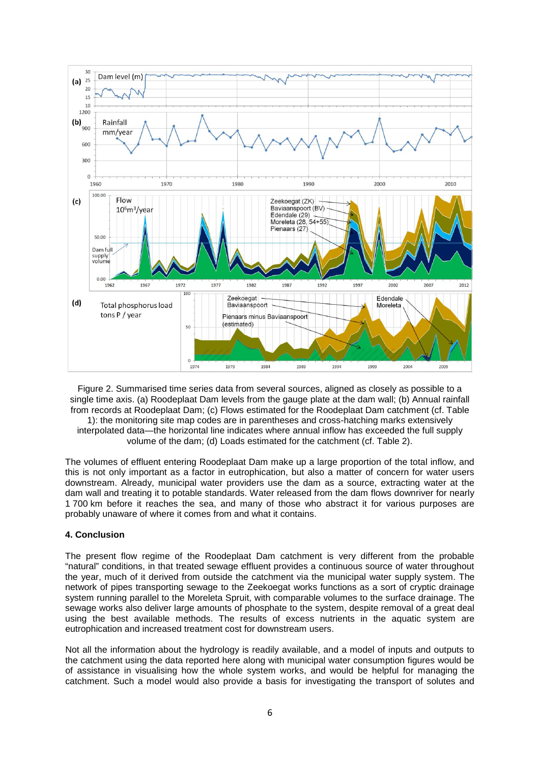Figure 2. Summarised time series data from several sources, aligned as closely as possible to a single time axis. (a) Roodeplaat Dam levels from the gauge plate at the dam wall; (b) Annual rainfall from records at Roodeplaat Dam; (c) Flows estimated for the Roodeplaat Dam catchment (cf. Table 1): the monitoring site map codes are in parentheses and cross-hatching marks extensively interpolated data—the horizontal line indicates where annual inflow has exceeded the full supply volume of the dam; (d) Loads estimated for the catchment (cf. Table 2).

The volumes of effluent entering Roodeplaat Dam make up a large proportion of the total inflow, and this is not only important as a factor in eutrophication, but also a matter of concern for water users downstream. Already, municipal water providers use the dam as a source, extracting water at the dam wall and treating it to potable standards. Water released from the dam flows downriver for nearly 1 700 km before it reaches the sea, and many of those who abstract it for various purposes are probably unaware of where it comes from and what it contains.

## 4. Conclusion

The present flow regime of the Roodeplaat Dam catchment is very different from the probable "natural" conditions, in that treated sewage effluent provides a continuous source of water throughout the year, much of it derived from outside the catchment via the municipal water supply system. The network of pipes transporting sewage to the Zeekoegat works functions as a sort of cryptic drainage system running parallel to the Moreleta Spruit, with comparable volumes to the surface drainage. The sewage works also deliver large amounts of phosphate to the system, despite removal of a great deal using the best available methods. The results of excess nutrients in the aquatic system are eutrophication and increased treatment cost for downstream users.

Not all the information about the hydrology is readily available, and a model of inputs and outputs to the catchment using the data reported here along with municipal water consumption figures would be of assistance in visualising how the whole system works, and would be helpful for managing the catchment. Such a model would also provide a basis for investigating the transport of solutes and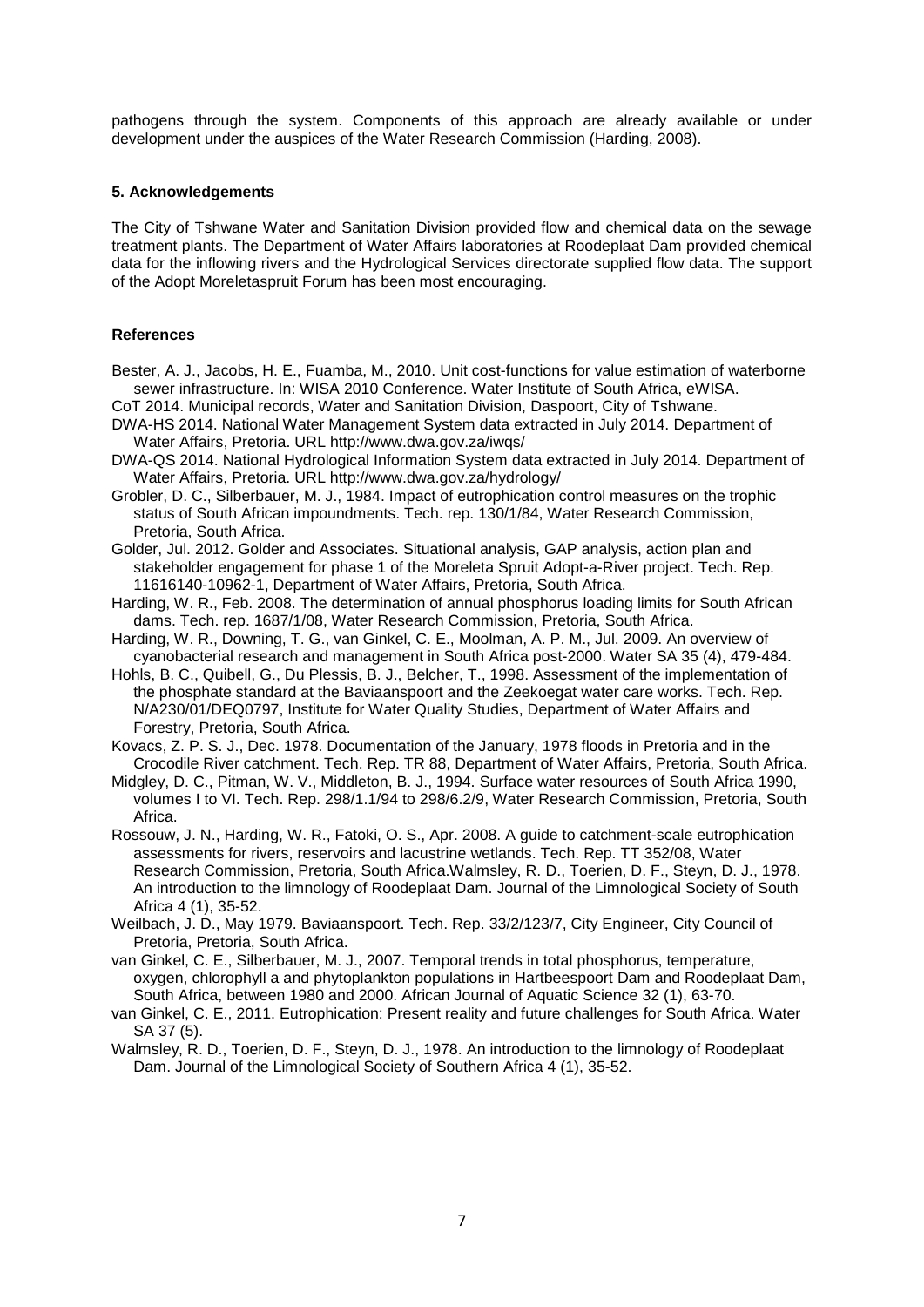pathogens through the system. Components of this approach are already available or under development under the auspices of the Water Research Commission (Harding, 2008).

## 5. Acknowledgements

The City of Tshwane Water and Sanitation Division provided flow and chemical data on the sewage treatment plants. The Department of Water Affairs laboratories at Roodeplaat Dam provided chemical data for the inflowing rivers and the Hydrological Services directorate supplied flow data. The support of the Adopt Moreletaspruit Forum has been most encouraging.

## References

Bester, A. J., Jacobs, H. E., Fuamba, M., 2010. Unit cost-functions for value estimation of waterborne sewer infrastructure. In: WISA 2010 Conference. Water Institute of South Africa, eWISA.

CoT 2014. Municipal records, Water and Sanitation Division, Daspoort, City of Tshwane.

DWA-HS 2014. National Water Management System data extracted in July 2014. Department of Water Affairs, Pretoria. URL http://www.dwa.gov.za/iwqs/

DWA-QS 2014. National Hydrological Information System data extracted in July 2014. Department of Water Affairs, Pretoria. URL http://www.dwa.gov.za/hydrology/

Grobler, D. C., Silberbauer, M. J., 1984. Impact of eutrophication control measures on the trophic status of South African impoundments. Tech. rep. 130/1/84, Water Research Commission, Pretoria, South Africa.

Golder, Jul. 2012. Golder and Associates. Situational analysis, GAP analysis, action plan and stakeholder engagement for phase 1 of the Moreleta Spruit Adopt-a-River project. Tech. Rep. 11616140-10962-1, Department of Water Affairs, Pretoria, South Africa.

Harding, W. R., Feb. 2008. The determination of annual phosphorus loading limits for South African dams. Tech. rep. 1687/1/08, Water Research Commission, Pretoria, South Africa.

Harding, W. R., Downing, T. G., van Ginkel, C. E., Moolman, A. P. M., Jul. 2009. An overview of cyanobacterial research and management in South Africa post-2000. Water SA 35 (4), 479-484.

Hohls, B. C., Quibell, G., Du Plessis, B. J., Belcher, T., 1998. Assessment of the implementation of the phosphate standard at the Baviaanspoort and the Zeekoegat water care works. Tech. Rep. N/A230/01/DEQ0797, Institute for Water Quality Studies, Department of Water Affairs and Forestry, Pretoria, South Africa.

Kovacs, Z. P. S. J., Dec. 1978. Documentation of the January, 1978 floods in Pretoria and in the Crocodile River catchment. Tech. Rep. TR 88, Department of Water Affairs, Pretoria, South Africa.

Midgley, D. C., Pitman, W. V., Middleton, B. J., 1994. Surface water resources of South Africa 1990, volumes I to VI. Tech. Rep. 298/1.1/94 to 298/6.2/9, Water Research Commission, Pretoria, South Africa.

Rossouw, J. N., Harding, W. R., Fatoki, O. S., Apr. 2008. A guide to catchment-scale eutrophication assessments for rivers, reservoirs and lacustrine wetlands. Tech. Rep. TT 352/08, Water Research Commission, Pretoria, South Africa.Walmsley, R. D., Toerien, D. F., Steyn, D. J., 1978. An introduction to the limnology of Roodeplaat Dam. Journal of the Limnological Society of South Africa 4 (1), 35-52.

Weilbach, J. D., May 1979. Baviaanspoort. Tech. Rep. 33/2/123/7, City Engineer, City Council of Pretoria, Pretoria, South Africa.

van Ginkel, C. E., Silberbauer, M. J., 2007. Temporal trends in total phosphorus, temperature, oxygen, chlorophyll a and phytoplankton populations in Hartbeespoort Dam and Roodeplaat Dam, South Africa, between 1980 and 2000. African Journal of Aquatic Science 32 (1), 63-70.

van Ginkel, C. E., 2011. Eutrophication: Present reality and future challenges for South Africa. Water SA 37 (5).

Walmsley, R. D., Toerien, D. F., Steyn, D. J., 1978. An introduction to the limnology of Roodeplaat Dam. Journal of the Limnological Society of Southern Africa 4 (1), 35-52.